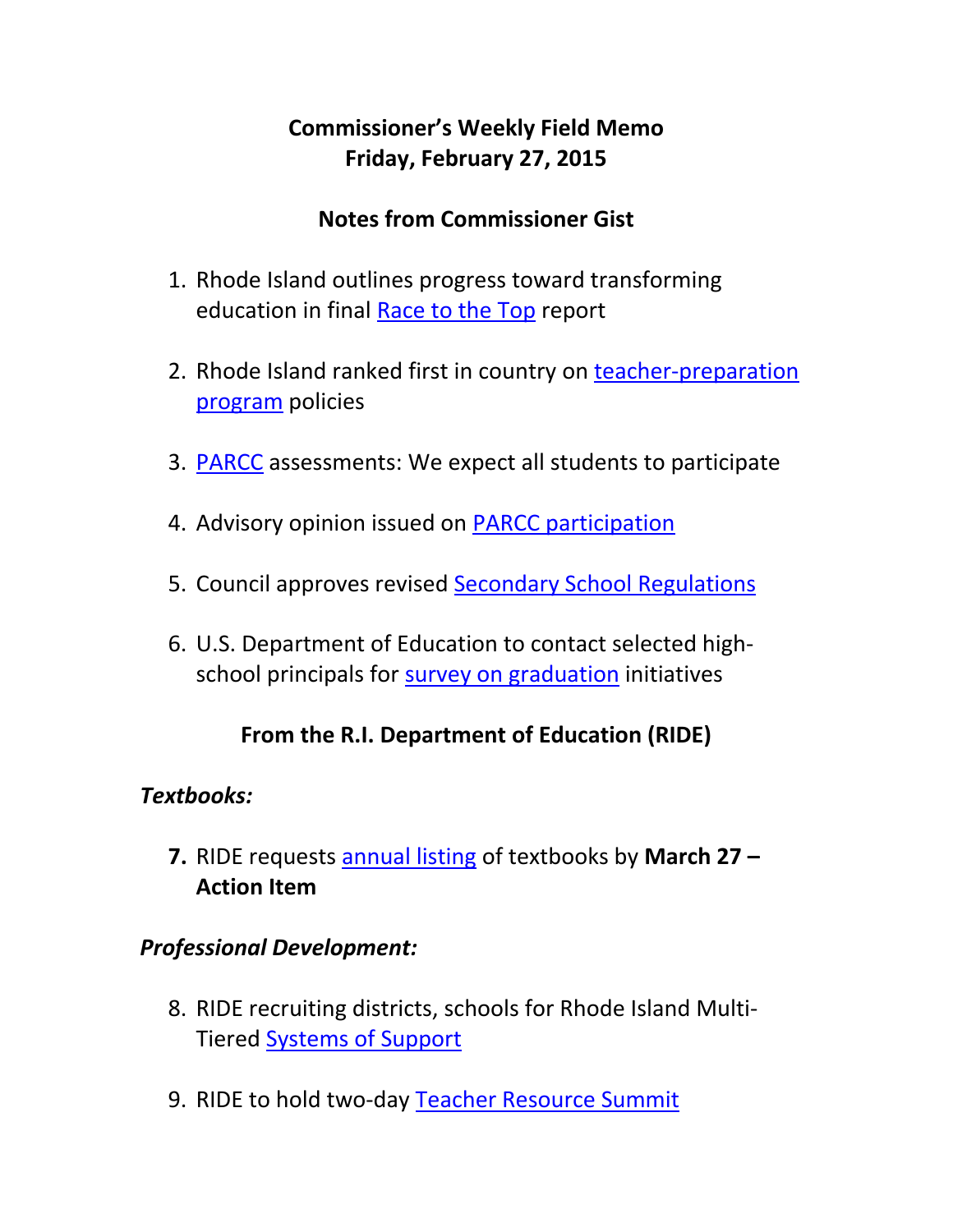# Commissioner's Weekly Field Memo
# Friday, February 27, 2015

## Notes from Commissioner Gist

1. Rhode Island outlines progress toward transforming education in final Race to the Top report

2. Rhode Island ranked first in country on teacher-preparation program policies

3. PARCC assessments: We expect all students to participate

4. Advisory opinion issued on PARCC participation

5. Council approves revised Secondary School Regulations

6. U.S. Department of Education to contact selected high-school principals for survey on graduation initiatives

## From the R.I. Department of Education (RIDE)

### *Textbooks:*

7. RIDE requests annual listing of textbooks by **March 27 – Action Item**

### *Professional Development:*

8. RIDE recruiting districts, schools for Rhode Island Multi-Tiered Systems of Support

9. RIDE to hold two-day Teacher Resource Summit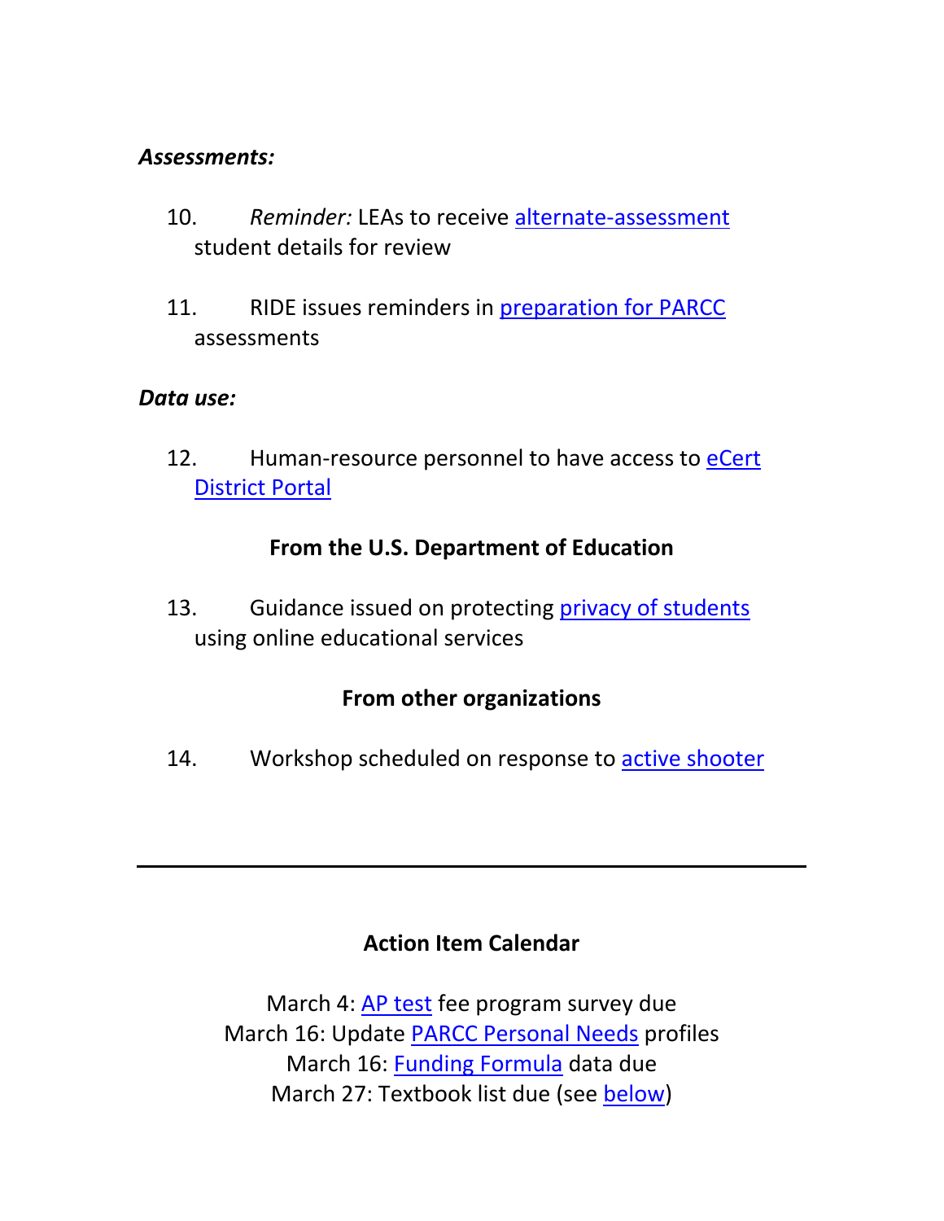***Assessments:***

10. *Reminder:* LEAs to receive alternate-assessment student details for review

11. RIDE issues reminders in preparation for PARCC assessments

***Data use:***

12. Human-resource personnel to have access to eCert District Portal

**From the U.S. Department of Education**

13. Guidance issued on protecting privacy of students using online educational services

**From other organizations**

14. Workshop scheduled on response to active shooter

---

**Action Item Calendar**

March 4: AP test fee program survey due
March 16: Update PARCC Personal Needs profiles
March 16: Funding Formula data due
March 27: Textbook list due (see below)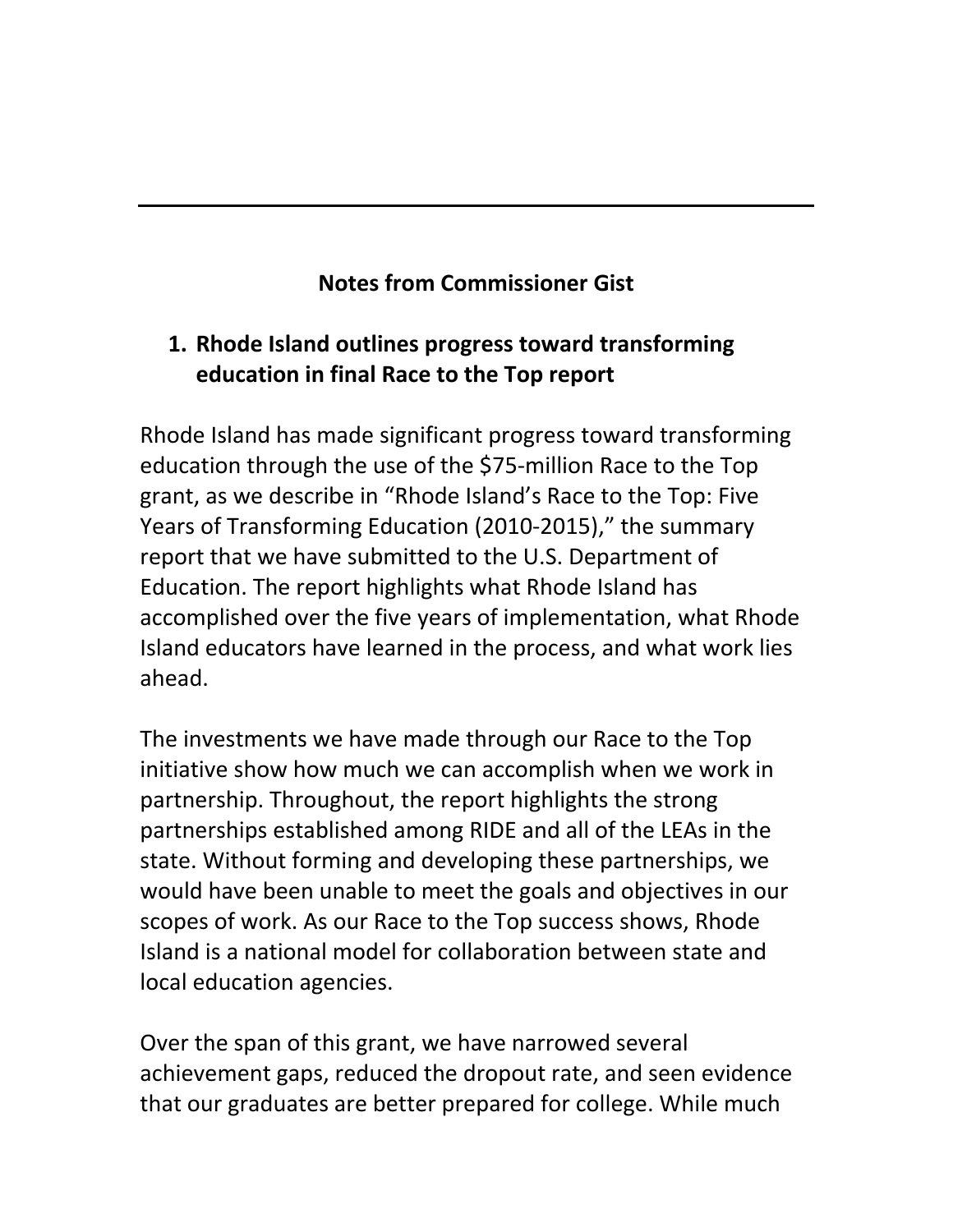---

## Notes from Commissioner Gist

1. **Rhode Island outlines progress toward transforming education in final Race to the Top report**

Rhode Island has made significant progress toward transforming education through the use of the $75-million Race to the Top grant, as we describe in "Rhode Island's Race to the Top: Five Years of Transforming Education (2010-2015)," the summary report that we have submitted to the U.S. Department of Education. The report highlights what Rhode Island has accomplished over the five years of implementation, what Rhode Island educators have learned in the process, and what work lies ahead.

The investments we have made through our Race to the Top initiative show how much we can accomplish when we work in partnership. Throughout, the report highlights the strong partnerships established among RIDE and all of the LEAs in the state. Without forming and developing these partnerships, we would have been unable to meet the goals and objectives in our scopes of work. As our Race to the Top success shows, Rhode Island is a national model for collaboration between state and local education agencies.

Over the span of this grant, we have narrowed several achievement gaps, reduced the dropout rate, and seen evidence that our graduates are better prepared for college. While much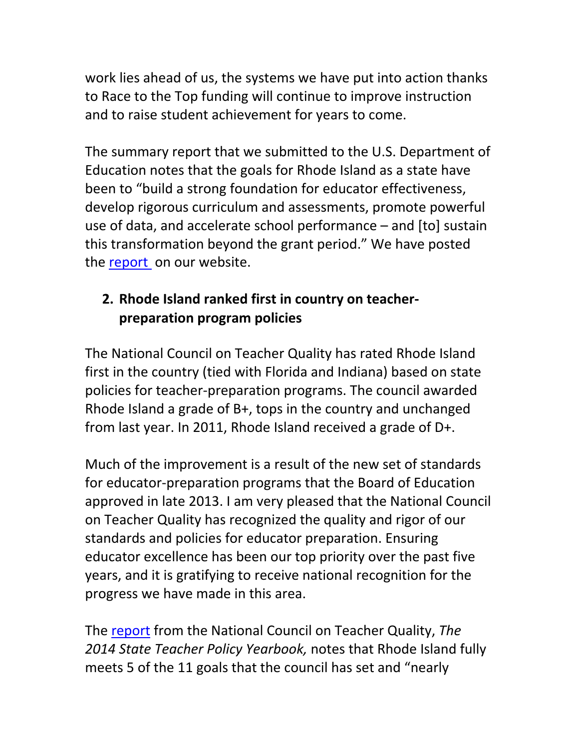work lies ahead of us, the systems we have put into action thanks to Race to the Top funding will continue to improve instruction and to raise student achievement for years to come.

The summary report that we submitted to the U.S. Department of Education notes that the goals for Rhode Island as a state have been to "build a strong foundation for educator effectiveness, develop rigorous curriculum and assessments, promote powerful use of data, and accelerate school performance – and [to] sustain this transformation beyond the grant period." We have posted the report on our website.

2. **Rhode Island ranked first in country on teacher-preparation program policies**

The National Council on Teacher Quality has rated Rhode Island first in the country (tied with Florida and Indiana) based on state policies for teacher-preparation programs. The council awarded Rhode Island a grade of B+, tops in the country and unchanged from last year. In 2011, Rhode Island received a grade of D+.

Much of the improvement is a result of the new set of standards for educator-preparation programs that the Board of Education approved in late 2013. I am very pleased that the National Council on Teacher Quality has recognized the quality and rigor of our standards and policies for educator preparation. Ensuring educator excellence has been our top priority over the past five years, and it is gratifying to receive national recognition for the progress we have made in this area.

The report from the National Council on Teacher Quality, *The 2014 State Teacher Policy Yearbook,* notes that Rhode Island fully meets 5 of the 11 goals that the council has set and "nearly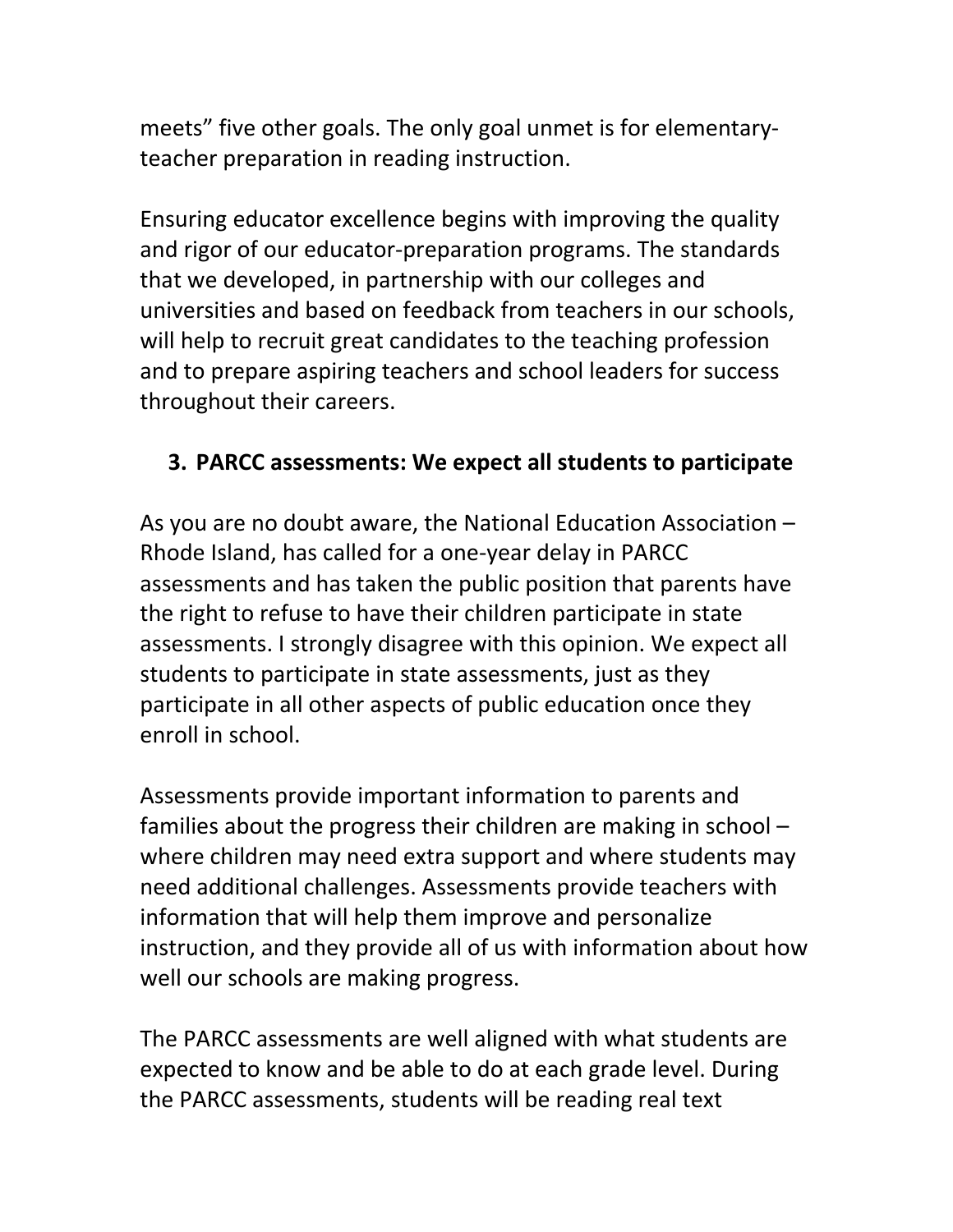meets" five other goals. The only goal unmet is for elementary-teacher preparation in reading instruction.

Ensuring educator excellence begins with improving the quality and rigor of our educator-preparation programs. The standards that we developed, in partnership with our colleges and universities and based on feedback from teachers in our schools, will help to recruit great candidates to the teaching profession and to prepare aspiring teachers and school leaders for success throughout their careers.

3. **PARCC assessments: We expect all students to participate**

As you are no doubt aware, the National Education Association – Rhode Island, has called for a one-year delay in PARCC assessments and has taken the public position that parents have the right to refuse to have their children participate in state assessments. I strongly disagree with this opinion. We expect all students to participate in state assessments, just as they participate in all other aspects of public education once they enroll in school.

Assessments provide important information to parents and families about the progress their children are making in school – where children may need extra support and where students may need additional challenges. Assessments provide teachers with information that will help them improve and personalize instruction, and they provide all of us with information about how well our schools are making progress.

The PARCC assessments are well aligned with what students are expected to know and be able to do at each grade level. During the PARCC assessments, students will be reading real text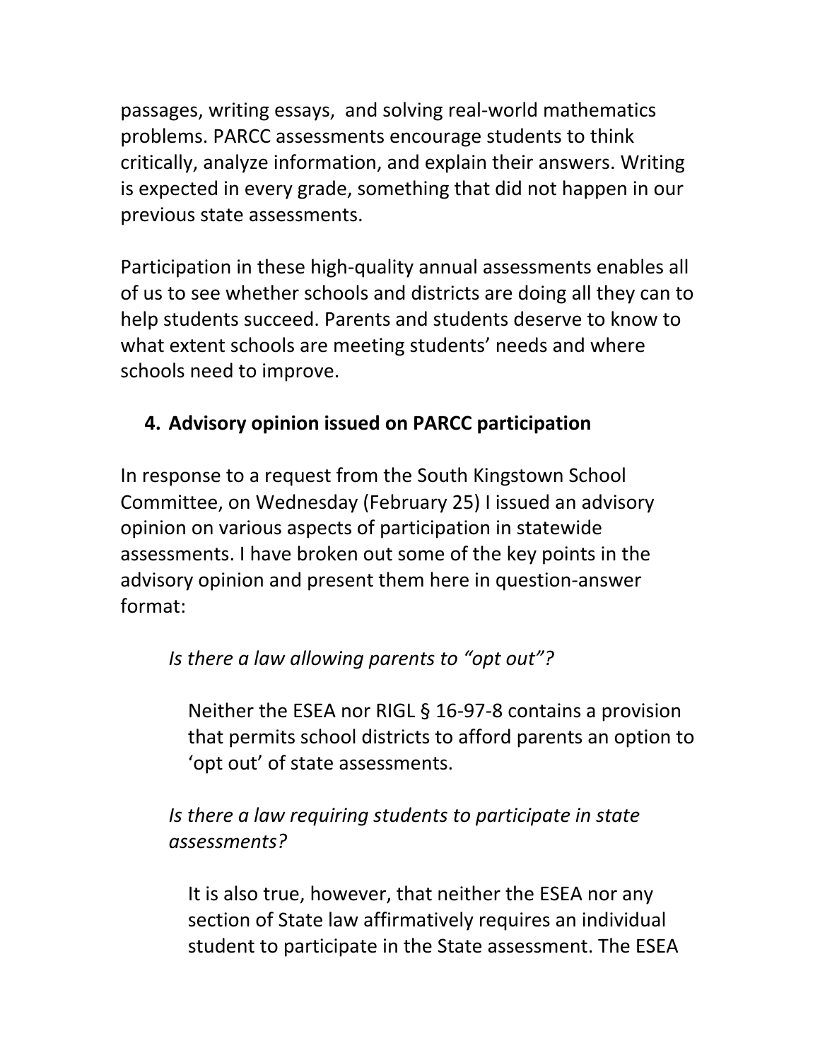passages, writing essays,  and solving real-world mathematics problems. PARCC assessments encourage students to think critically, analyze information, and explain their answers. Writing is expected in every grade, something that did not happen in our previous state assessments.

Participation in these high-quality annual assessments enables all of us to see whether schools and districts are doing all they can to help students succeed. Parents and students deserve to know to what extent schools are meeting students' needs and where schools need to improve.

4. **Advisory opinion issued on PARCC participation**

In response to a request from the South Kingstown School Committee, on Wednesday (February 25) I issued an advisory opinion on various aspects of participation in statewide assessments. I have broken out some of the key points in the advisory opinion and present them here in question-answer format:

> *Is there a law allowing parents to "opt out"?*
>
> > Neither the ESEA nor RIGL § 16-97-8 contains a provision that permits school districts to afford parents an option to 'opt out' of state assessments.
>
> *Is there a law requiring students to participate in state assessments?*
>
> > It is also true, however, that neither the ESEA nor any section of State law affirmatively requires an individual student to participate in the State assessment. The ESEA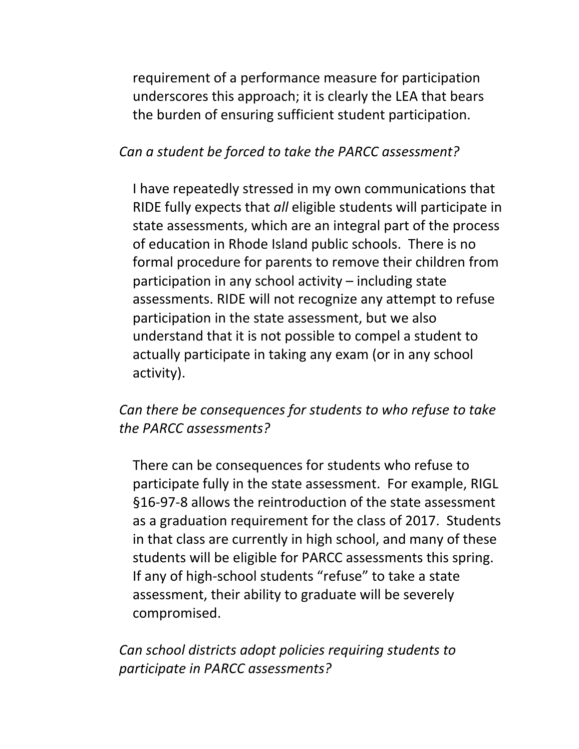requirement of a performance measure for participation underscores this approach; it is clearly the LEA that bears the burden of ensuring sufficient student participation.

*Can a student be forced to take the PARCC assessment?*

I have repeatedly stressed in my own communications that RIDE fully expects that *all* eligible students will participate in state assessments, which are an integral part of the process of education in Rhode Island public schools. There is no formal procedure for parents to remove their children from participation in any school activity – including state assessments. RIDE will not recognize any attempt to refuse participation in the state assessment, but we also understand that it is not possible to compel a student to actually participate in taking any exam (or in any school activity).

*Can there be consequences for students to who refuse to take the PARCC assessments?*

There can be consequences for students who refuse to participate fully in the state assessment. For example, RIGL §16-97-8 allows the reintroduction of the state assessment as a graduation requirement for the class of 2017. Students in that class are currently in high school, and many of these students will be eligible for PARCC assessments this spring. If any of high-school students "refuse" to take a state assessment, their ability to graduate will be severely compromised.

*Can school districts adopt policies requiring students to participate in PARCC assessments?*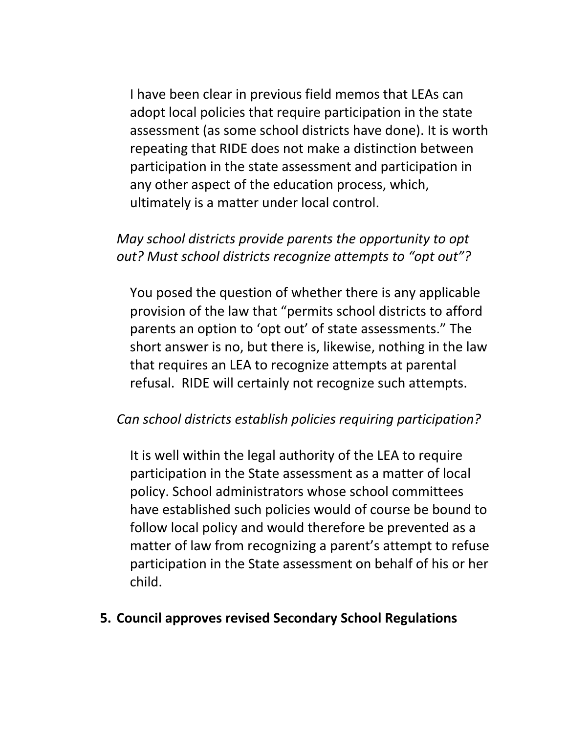I have been clear in previous field memos that LEAs can adopt local policies that require participation in the state assessment (as some school districts have done). It is worth repeating that RIDE does not make a distinction between participation in the state assessment and participation in any other aspect of the education process, which, ultimately is a matter under local control.

*May school districts provide parents the opportunity to opt out? Must school districts recognize attempts to "opt out"?*

You posed the question of whether there is any applicable provision of the law that "permits school districts to afford parents an option to 'opt out' of state assessments." The short answer is no, but there is, likewise, nothing in the law that requires an LEA to recognize attempts at parental refusal. RIDE will certainly not recognize such attempts.

*Can school districts establish policies requiring participation?*

It is well within the legal authority of the LEA to require participation in the State assessment as a matter of local policy. School administrators whose school committees have established such policies would of course be bound to follow local policy and would therefore be prevented as a matter of law from recognizing a parent's attempt to refuse participation in the State assessment on behalf of his or her child.

5. **Council approves revised Secondary School Regulations**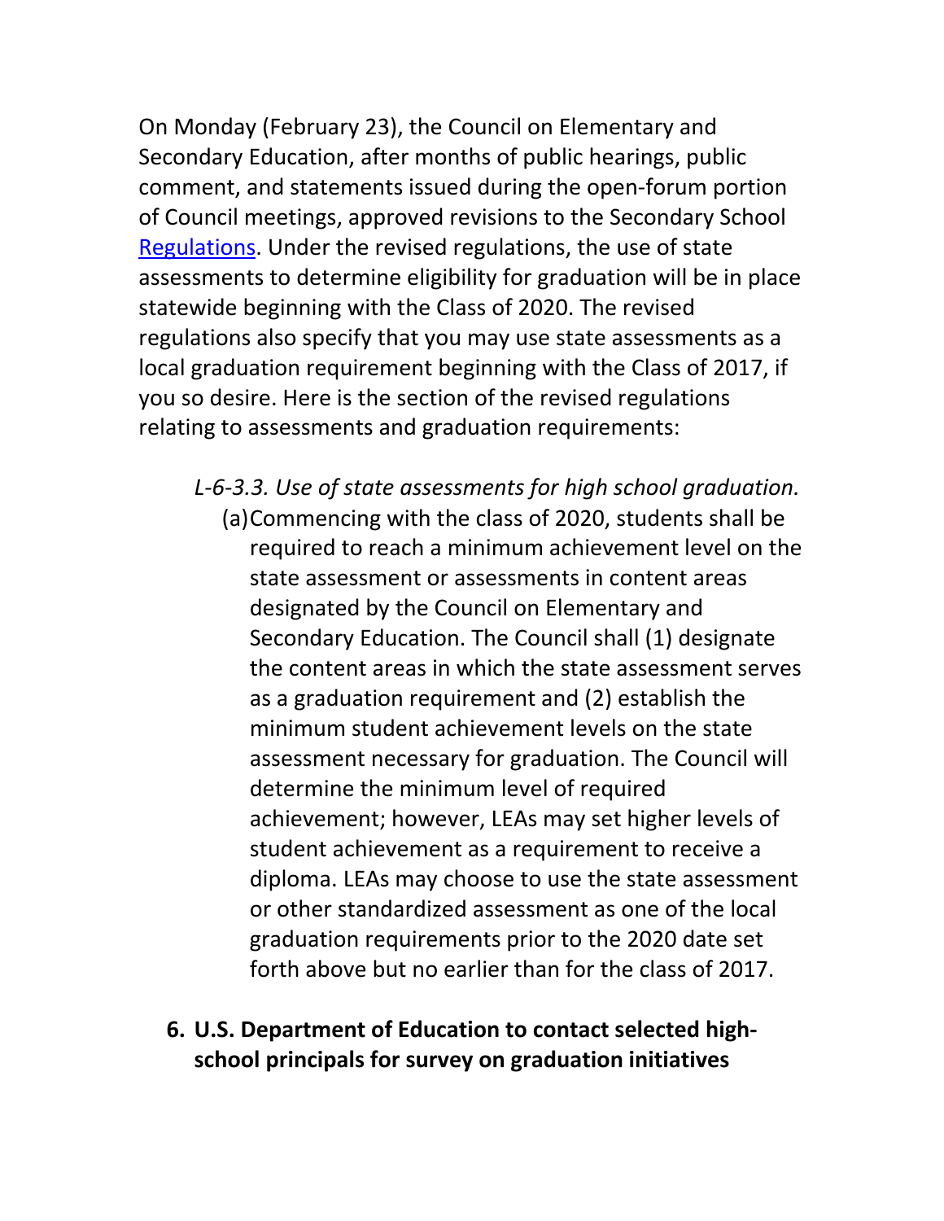On Monday (February 23), the Council on Elementary and Secondary Education, after months of public hearings, public comment, and statements issued during the open-forum portion of Council meetings, approved revisions to the Secondary School Regulations. Under the revised regulations, the use of state assessments to determine eligibility for graduation will be in place statewide beginning with the Class of 2020. The revised regulations also specify that you may use state assessments as a local graduation requirement beginning with the Class of 2017, if you so desire. Here is the section of the revised regulations relating to assessments and graduation requirements:

> *L-6-3.3. Use of state assessments for high school graduation.*
>
> (a) Commencing with the class of 2020, students shall be required to reach a minimum achievement level on the state assessment or assessments in content areas designated by the Council on Elementary and Secondary Education. The Council shall (1) designate the content areas in which the state assessment serves as a graduation requirement and (2) establish the minimum student achievement levels on the state assessment necessary for graduation. The Council will determine the minimum level of required achievement; however, LEAs may set higher levels of student achievement as a requirement to receive a diploma. LEAs may choose to use the state assessment or other standardized assessment as one of the local graduation requirements prior to the 2020 date set forth above but no earlier than for the class of 2017.

6. **U.S. Department of Education to contact selected high-school principals for survey on graduation initiatives**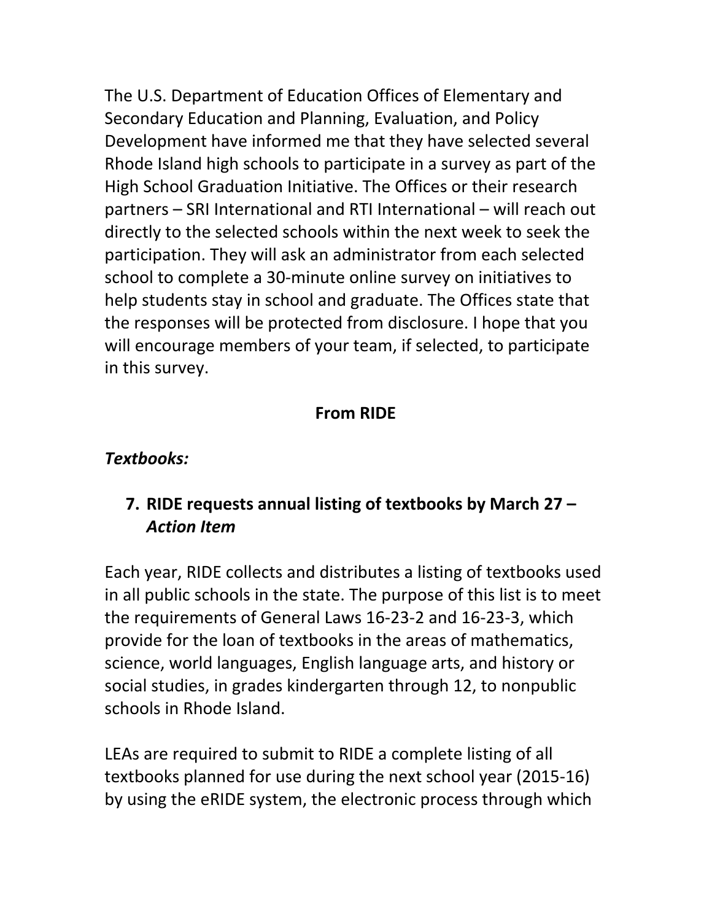The U.S. Department of Education Offices of Elementary and Secondary Education and Planning, Evaluation, and Policy Development have informed me that they have selected several Rhode Island high schools to participate in a survey as part of the High School Graduation Initiative. The Offices or their research partners – SRI International and RTI International – will reach out directly to the selected schools within the next week to seek the participation. They will ask an administrator from each selected school to complete a 30-minute online survey on initiatives to help students stay in school and graduate. The Offices state that the responses will be protected from disclosure. I hope that you will encourage members of your team, if selected, to participate in this survey.

**From RIDE**

***Textbooks:***

7. **RIDE requests annual listing of textbooks by March 27 – *Action Item***

Each year, RIDE collects and distributes a listing of textbooks used in all public schools in the state. The purpose of this list is to meet the requirements of General Laws 16-23-2 and 16-23-3, which provide for the loan of textbooks in the areas of mathematics, science, world languages, English language arts, and history or social studies, in grades kindergarten through 12, to nonpublic schools in Rhode Island.

LEAs are required to submit to RIDE a complete listing of all textbooks planned for use during the next school year (2015-16) by using the eRIDE system, the electronic process through which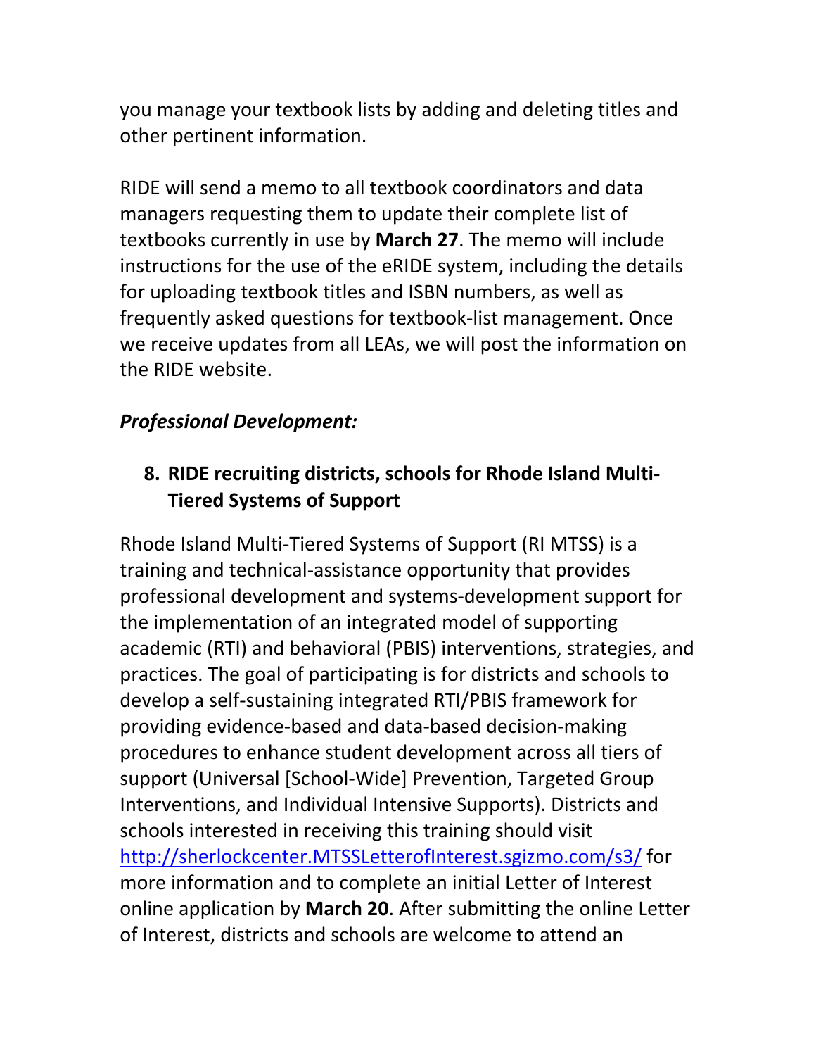you manage your textbook lists by adding and deleting titles and other pertinent information.

RIDE will send a memo to all textbook coordinators and data managers requesting them to update their complete list of textbooks currently in use by **March 27**. The memo will include instructions for the use of the eRIDE system, including the details for uploading textbook titles and ISBN numbers, as well as frequently asked questions for textbook-list management. Once we receive updates from all LEAs, we will post the information on the RIDE website.

***Professional Development:***

### 8. RIDE recruiting districts, schools for Rhode Island Multi-Tiered Systems of Support

Rhode Island Multi-Tiered Systems of Support (RI MTSS) is a training and technical-assistance opportunity that provides professional development and systems-development support for the implementation of an integrated model of supporting academic (RTI) and behavioral (PBIS) interventions, strategies, and practices. The goal of participating is for districts and schools to develop a self-sustaining integrated RTI/PBIS framework for providing evidence-based and data-based decision-making procedures to enhance student development across all tiers of support (Universal [School-Wide] Prevention, Targeted Group Interventions, and Individual Intensive Supports). Districts and schools interested in receiving this training should visit http://sherlockcenter.MTSSLetterofInterest.sgizmo.com/s3/ for more information and to complete an initial Letter of Interest online application by **March 20**. After submitting the online Letter of Interest, districts and schools are welcome to attend an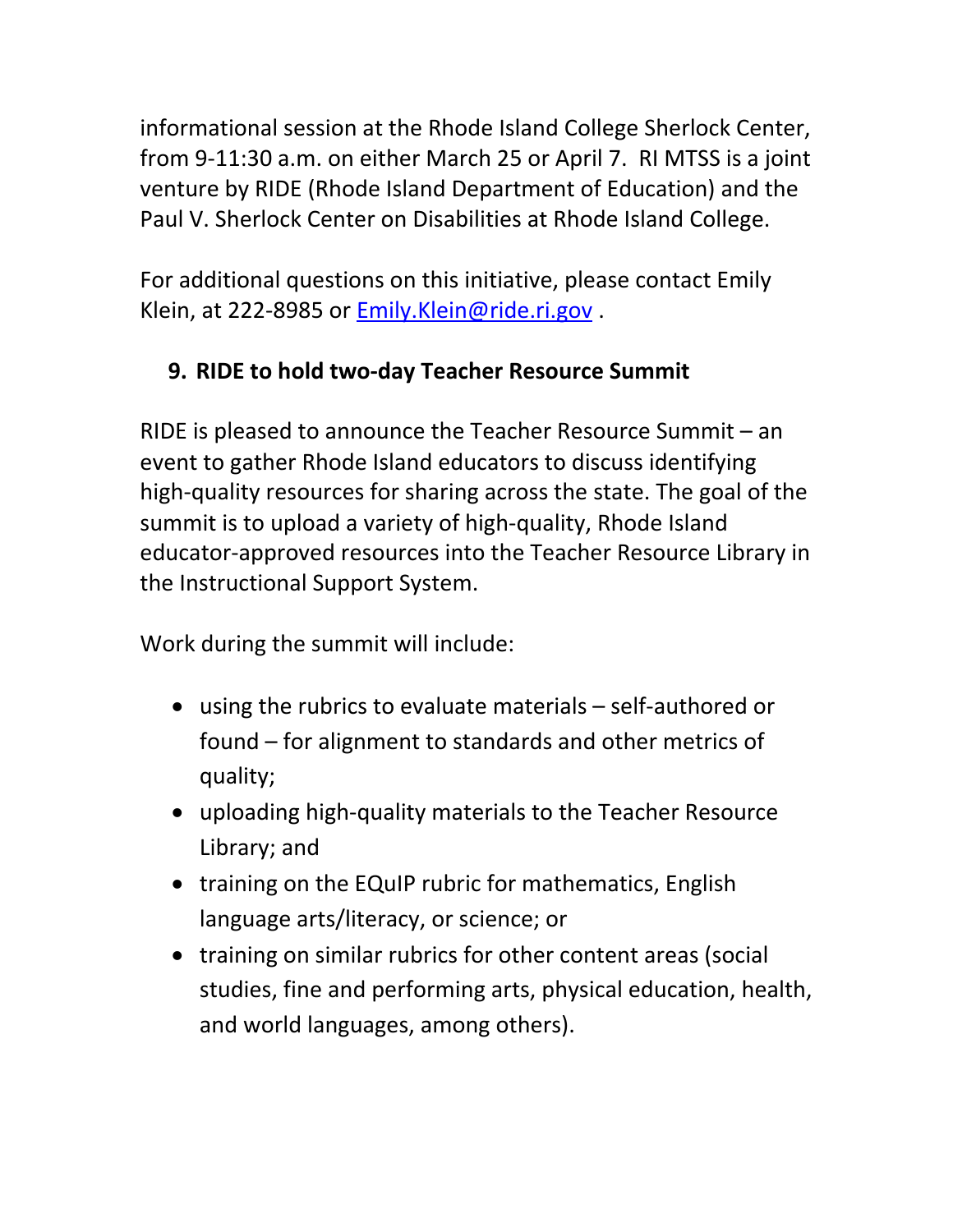informational session at the Rhode Island College Sherlock Center, from 9-11:30 a.m. on either March 25 or April 7. RI MTSS is a joint venture by RIDE (Rhode Island Department of Education) and the Paul V. Sherlock Center on Disabilities at Rhode Island College.

For additional questions on this initiative, please contact Emily Klein, at 222-8985 or [Emily.Klein@ride.ri.gov](mailto:Emily.Klein@ride.ri.gov) .

## 9. RIDE to hold two-day Teacher Resource Summit

RIDE is pleased to announce the Teacher Resource Summit – an event to gather Rhode Island educators to discuss identifying high-quality resources for sharing across the state. The goal of the summit is to upload a variety of high-quality, Rhode Island educator-approved resources into the Teacher Resource Library in the Instructional Support System.

Work during the summit will include:

- using the rubrics to evaluate materials – self-authored or found – for alignment to standards and other metrics of quality;
- uploading high-quality materials to the Teacher Resource Library; and
- training on the EQuIP rubric for mathematics, English language arts/literacy, or science; or
- training on similar rubrics for other content areas (social studies, fine and performing arts, physical education, health, and world languages, among others).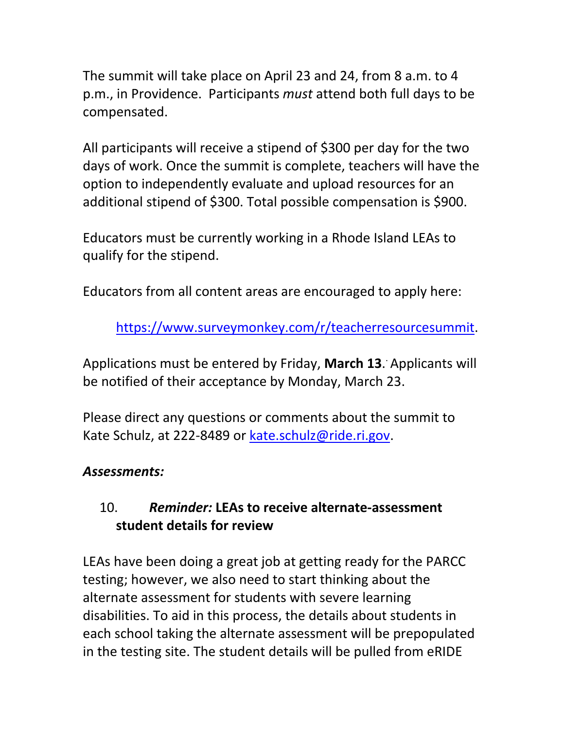The summit will take place on April 23 and 24, from 8 a.m. to 4 p.m., in Providence. Participants *must* attend both full days to be compensated.

All participants will receive a stipend of $300 per day for the two days of work. Once the summit is complete, teachers will have the option to independently evaluate and upload resources for an additional stipend of $300. Total possible compensation is $900.

Educators must be currently working in a Rhode Island LEAs to qualify for the stipend.

Educators from all content areas are encouraged to apply here:

https://www.surveymonkey.com/r/teacherresourcesummit.

Applications must be entered by Friday, **March 13**. Applicants will be notified of their acceptance by Monday, March 23.

Please direct any questions or comments about the summit to Kate Schulz, at 222-8489 or kate.schulz@ride.ri.gov.

***Assessments:***

10. ***Reminder:* LEAs to receive alternate-assessment student details for review**

LEAs have been doing a great job at getting ready for the PARCC testing; however, we also need to start thinking about the alternate assessment for students with severe learning disabilities. To aid in this process, the details about students in each school taking the alternate assessment will be prepopulated in the testing site. The student details will be pulled from eRIDE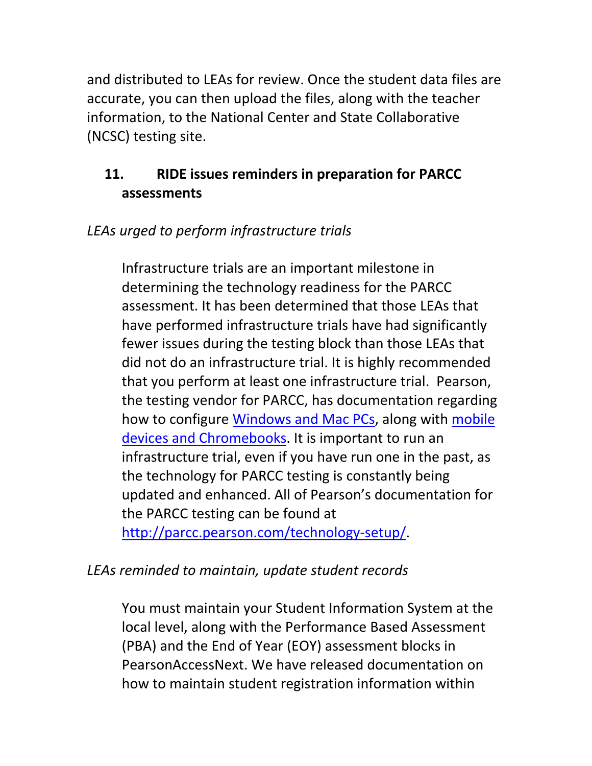and distributed to LEAs for review. Once the student data files are accurate, you can then upload the files, along with the teacher information, to the National Center and State Collaborative (NCSC) testing site.

## 11. RIDE issues reminders in preparation for PARCC assessments

*LEAs urged to perform infrastructure trials*

Infrastructure trials are an important milestone in determining the technology readiness for the PARCC assessment. It has been determined that those LEAs that have performed infrastructure trials have had significantly fewer issues during the testing block than those LEAs that did not do an infrastructure trial. It is highly recommended that you perform at least one infrastructure trial. Pearson, the testing vendor for PARCC, has documentation regarding how to configure Windows and Mac PCs, along with mobile devices and Chromebooks. It is important to run an infrastructure trial, even if you have run one in the past, as the technology for PARCC testing is constantly being updated and enhanced. All of Pearson's documentation for the PARCC testing can be found at http://parcc.pearson.com/technology-setup/.

*LEAs reminded to maintain, update student records*

You must maintain your Student Information System at the local level, along with the Performance Based Assessment (PBA) and the End of Year (EOY) assessment blocks in PearsonAccessNext. We have released documentation on how to maintain student registration information within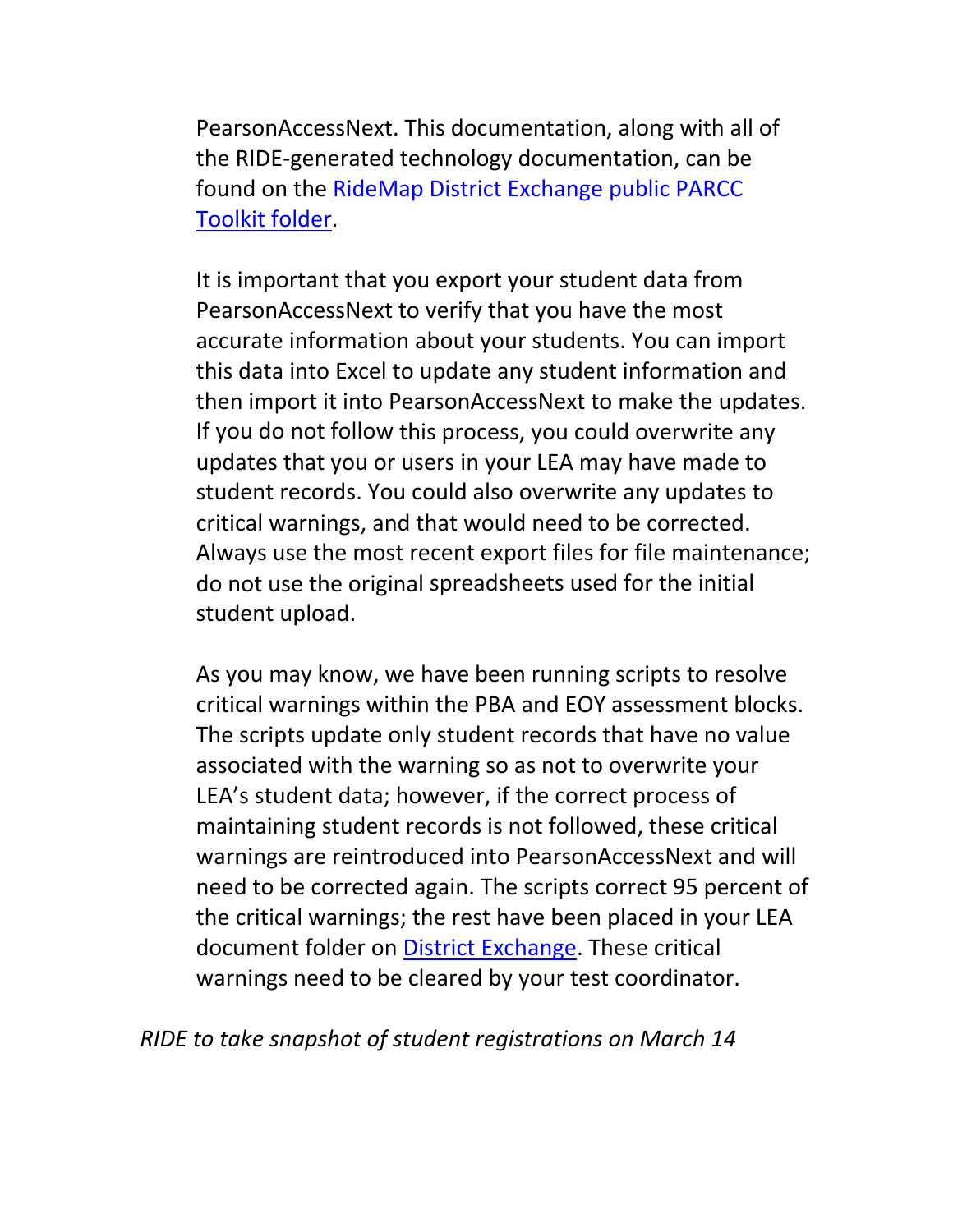PearsonAccessNext. This documentation, along with all of the RIDE-generated technology documentation, can be found on the [RideMap District Exchange public PARCC Toolkit folder](#).

It is important that you export your student data from PearsonAccessNext to verify that you have the most accurate information about your students. You can import this data into Excel to update any student information and then import it into PearsonAccessNext to make the updates. If you do not follow this process, you could overwrite any updates that you or users in your LEA may have made to student records. You could also overwrite any updates to critical warnings, and that would need to be corrected. Always use the most recent export files for file maintenance; do not use the original spreadsheets used for the initial student upload.

As you may know, we have been running scripts to resolve critical warnings within the PBA and EOY assessment blocks. The scripts update only student records that have no value associated with the warning so as not to overwrite your LEA's student data; however, if the correct process of maintaining student records is not followed, these critical warnings are reintroduced into PearsonAccessNext and will need to be corrected again. The scripts correct 95 percent of the critical warnings; the rest have been placed in your LEA document folder on [District Exchange](#). These critical warnings need to be cleared by your test coordinator.

*RIDE to take snapshot of student registrations on March 14*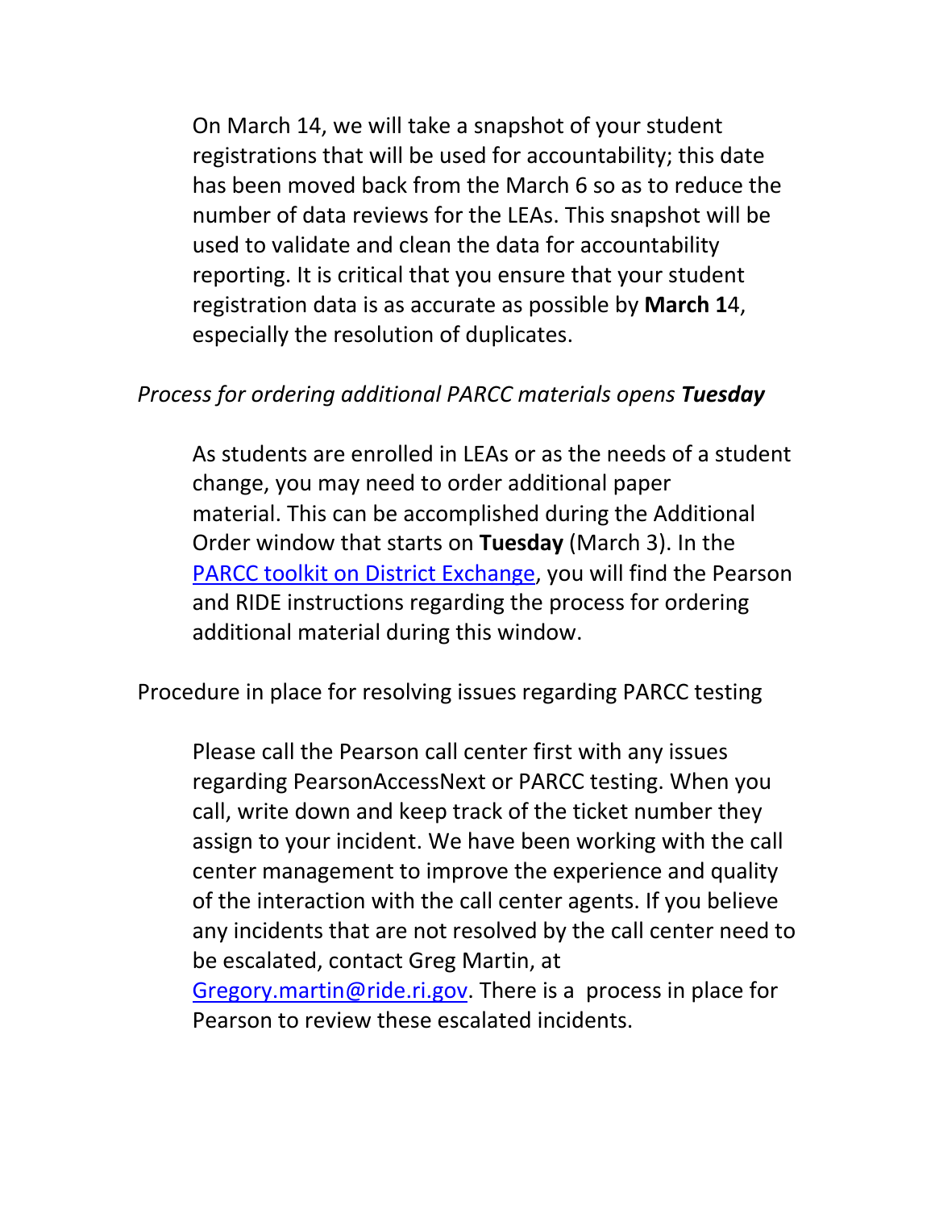On March 14, we will take a snapshot of your student registrations that will be used for accountability; this date has been moved back from the March 6 so as to reduce the number of data reviews for the LEAs. This snapshot will be used to validate and clean the data for accountability reporting. It is critical that you ensure that your student registration data is as accurate as possible by **March 1**4, especially the resolution of duplicates.

*Process for ordering additional PARCC materials opens **Tuesday***

As students are enrolled in LEAs or as the needs of a student change, you may need to order additional paper material. This can be accomplished during the Additional Order window that starts on **Tuesday** (March 3). In the [PARCC toolkit on District Exchange](), you will find the Pearson and RIDE instructions regarding the process for ordering additional material during this window.

Procedure in place for resolving issues regarding PARCC testing

Please call the Pearson call center first with any issues regarding PearsonAccessNext or PARCC testing. When you call, write down and keep track of the ticket number they assign to your incident. We have been working with the call center management to improve the experience and quality of the interaction with the call center agents. If you believe any incidents that are not resolved by the call center need to be escalated, contact Greg Martin, at [Gregory.martin@ride.ri.gov](mailto:Gregory.martin@ride.ri.gov). There is a process in place for Pearson to review these escalated incidents.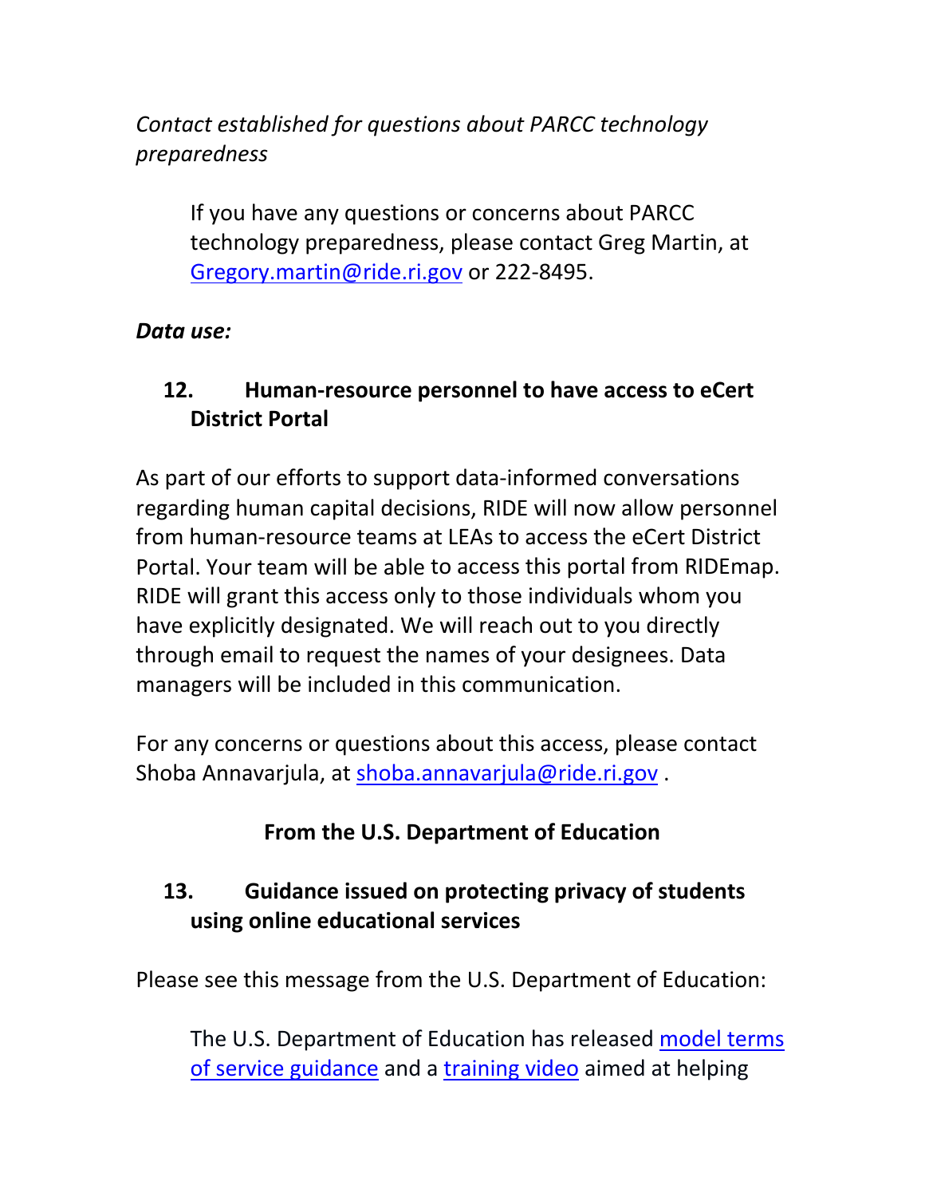*Contact established for questions about PARCC technology preparedness*

> If you have any questions or concerns about PARCC technology preparedness, please contact Greg Martin, at Gregory.martin@ride.ri.gov or 222-8495.

***Data use:***

**12. Human-resource personnel to have access to eCert District Portal**

As part of our efforts to support data-informed conversations regarding human capital decisions, RIDE will now allow personnel from human-resource teams at LEAs to access the eCert District Portal. Your team will be able to access this portal from RIDEmap. RIDE will grant this access only to those individuals whom you have explicitly designated. We will reach out to you directly through email to request the names of your designees. Data managers will be included in this communication.

For any concerns or questions about this access, please contact Shoba Annavarjula, at shoba.annavarjula@ride.ri.gov .

**From the U.S. Department of Education**

**13. Guidance issued on protecting privacy of students using online educational services**

Please see this message from the U.S. Department of Education:

> The U.S. Department of Education has released model terms of service guidance and a training video aimed at helping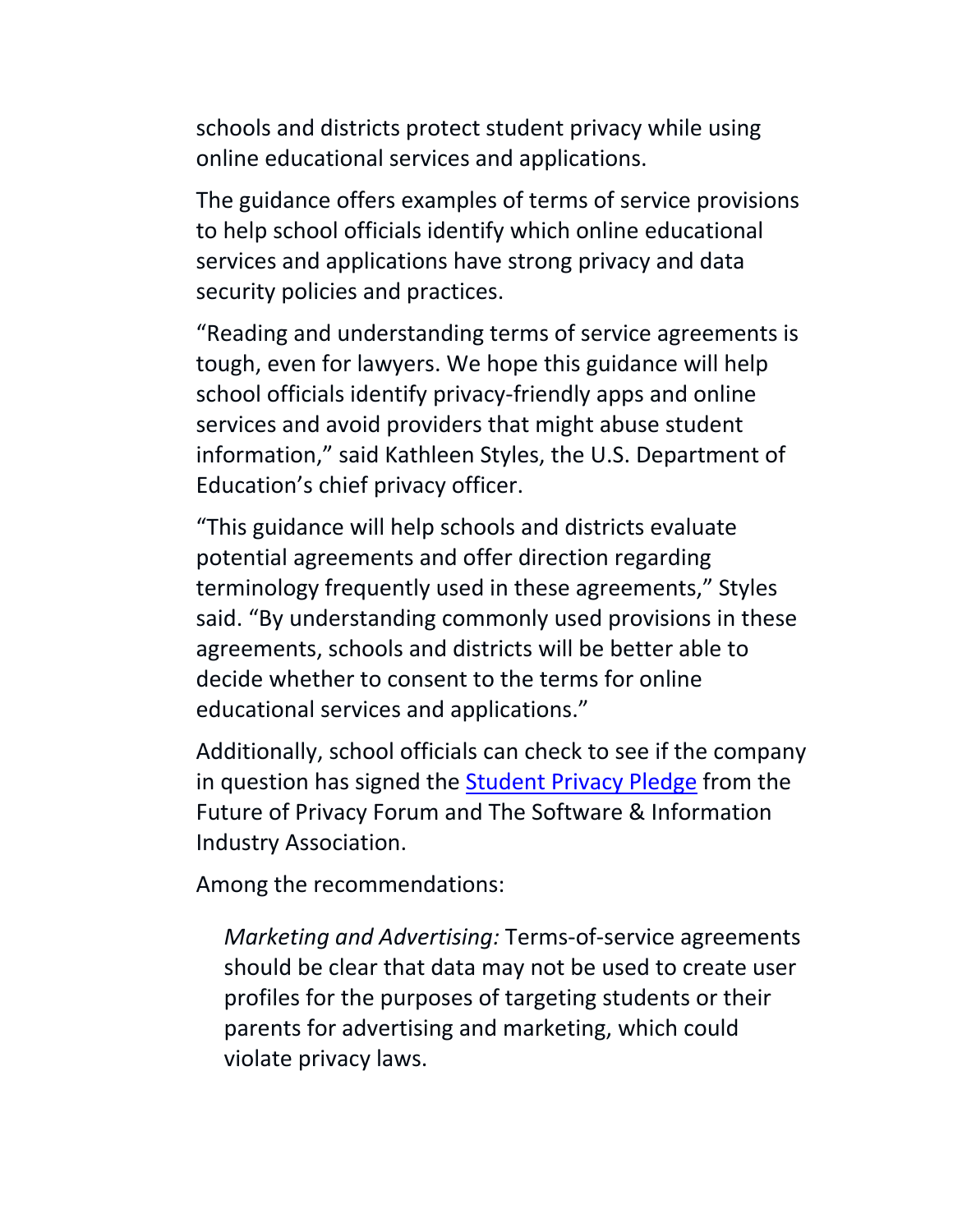schools and districts protect student privacy while using online educational services and applications.

The guidance offers examples of terms of service provisions to help school officials identify which online educational services and applications have strong privacy and data security policies and practices.

"Reading and understanding terms of service agreements is tough, even for lawyers. We hope this guidance will help school officials identify privacy-friendly apps and online services and avoid providers that might abuse student information," said Kathleen Styles, the U.S. Department of Education's chief privacy officer.

"This guidance will help schools and districts evaluate potential agreements and offer direction regarding terminology frequently used in these agreements," Styles said. "By understanding commonly used provisions in these agreements, schools and districts will be better able to decide whether to consent to the terms for online educational services and applications."

Additionally, school officials can check to see if the company in question has signed the Student Privacy Pledge from the Future of Privacy Forum and The Software & Information Industry Association.

Among the recommendations:

> *Marketing and Advertising:* Terms-of-service agreements should be clear that data may not be used to create user profiles for the purposes of targeting students or their parents for advertising and marketing, which could violate privacy laws.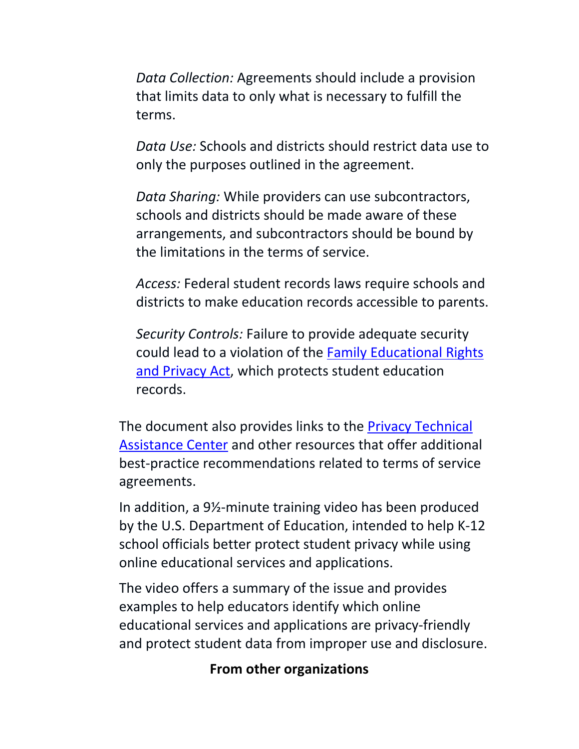*Data Collection:* Agreements should include a provision that limits data to only what is necessary to fulfill the terms.

*Data Use:* Schools and districts should restrict data use to only the purposes outlined in the agreement.

*Data Sharing:* While providers can use subcontractors, schools and districts should be made aware of these arrangements, and subcontractors should be bound by the limitations in the terms of service.

*Access:* Federal student records laws require schools and districts to make education records accessible to parents.

*Security Controls:* Failure to provide adequate security could lead to a violation of the Family Educational Rights and Privacy Act, which protects student education records.

The document also provides links to the Privacy Technical Assistance Center and other resources that offer additional best-practice recommendations related to terms of service agreements.

In addition, a 9½-minute training video has been produced by the U.S. Department of Education, intended to help K-12 school officials better protect student privacy while using online educational services and applications.

The video offers a summary of the issue and provides examples to help educators identify which online educational services and applications are privacy-friendly and protect student data from improper use and disclosure.

**From other organizations**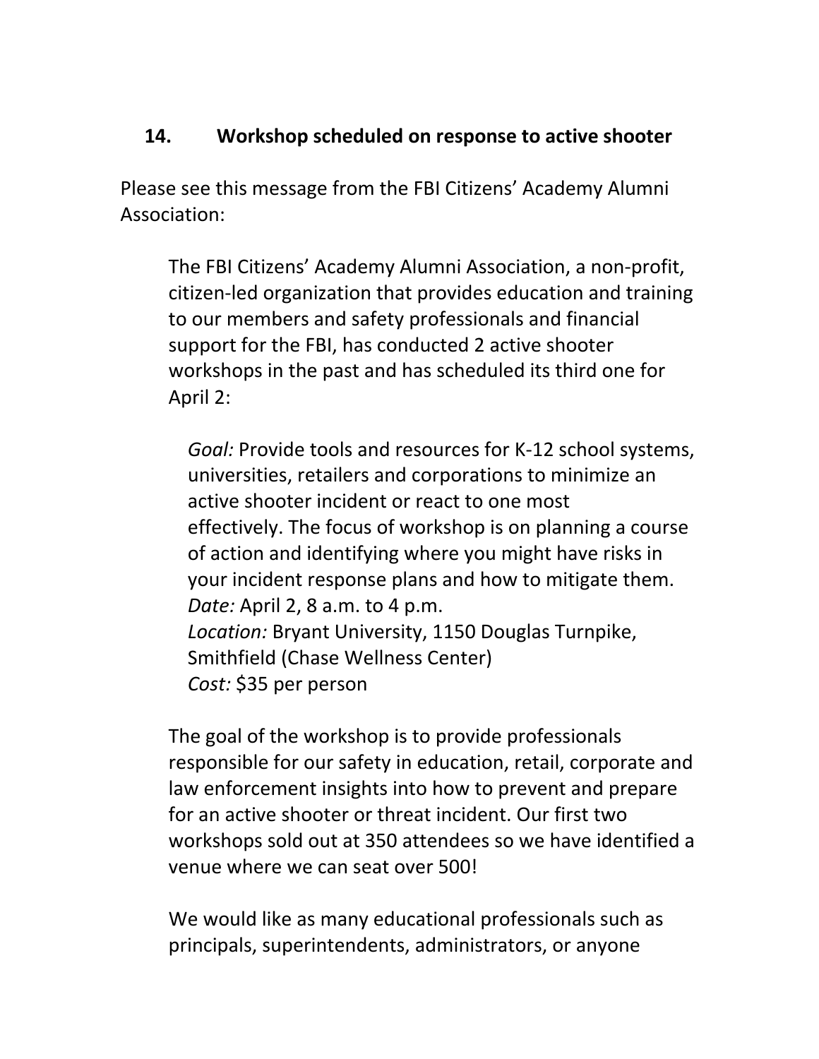## 14. Workshop scheduled on response to active shooter

Please see this message from the FBI Citizens' Academy Alumni Association:

> The FBI Citizens' Academy Alumni Association, a non-profit, citizen-led organization that provides education and training to our members and safety professionals and financial support for the FBI, has conducted 2 active shooter workshops in the past and has scheduled its third one for April 2:
>
> > *Goal:* Provide tools and resources for K-12 school systems, universities, retailers and corporations to minimize an active shooter incident or react to one most effectively. The focus of workshop is on planning a course of action and identifying where you might have risks in your incident response plans and how to mitigate them.
> > *Date:* April 2, 8 a.m. to 4 p.m.
> > *Location:* Bryant University, 1150 Douglas Turnpike, Smithfield (Chase Wellness Center)
> > *Cost:* $35 per person
>
> The goal of the workshop is to provide professionals responsible for our safety in education, retail, corporate and law enforcement insights into how to prevent and prepare for an active shooter or threat incident. Our first two workshops sold out at 350 attendees so we have identified a venue where we can seat over 500!
>
> We would like as many educational professionals such as principals, superintendents, administrators, or anyone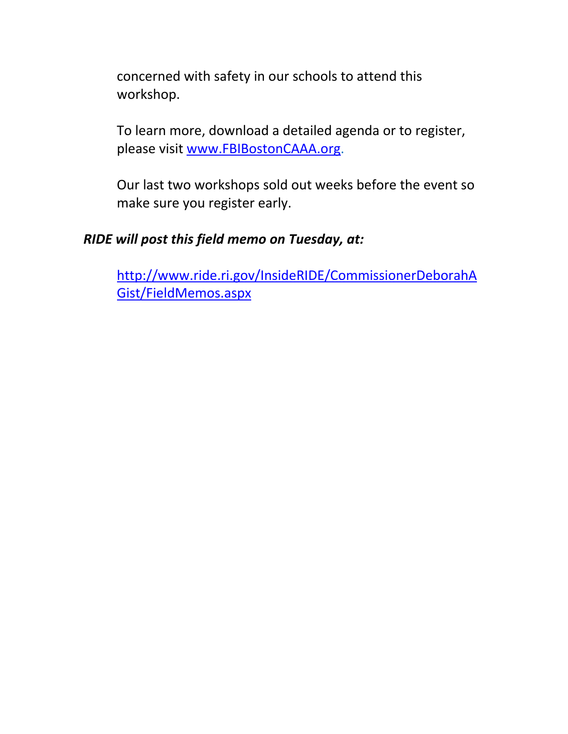concerned with safety in our schools to attend this workshop.

To learn more, download a detailed agenda or to register, please visit www.FBIBostonCAAA.org.

Our last two workshops sold out weeks before the event so make sure you register early.

***RIDE will post this field memo on Tuesday, at:***

http://www.ride.ri.gov/InsideRIDE/CommissionerDeborahAGist/FieldMemos.aspx